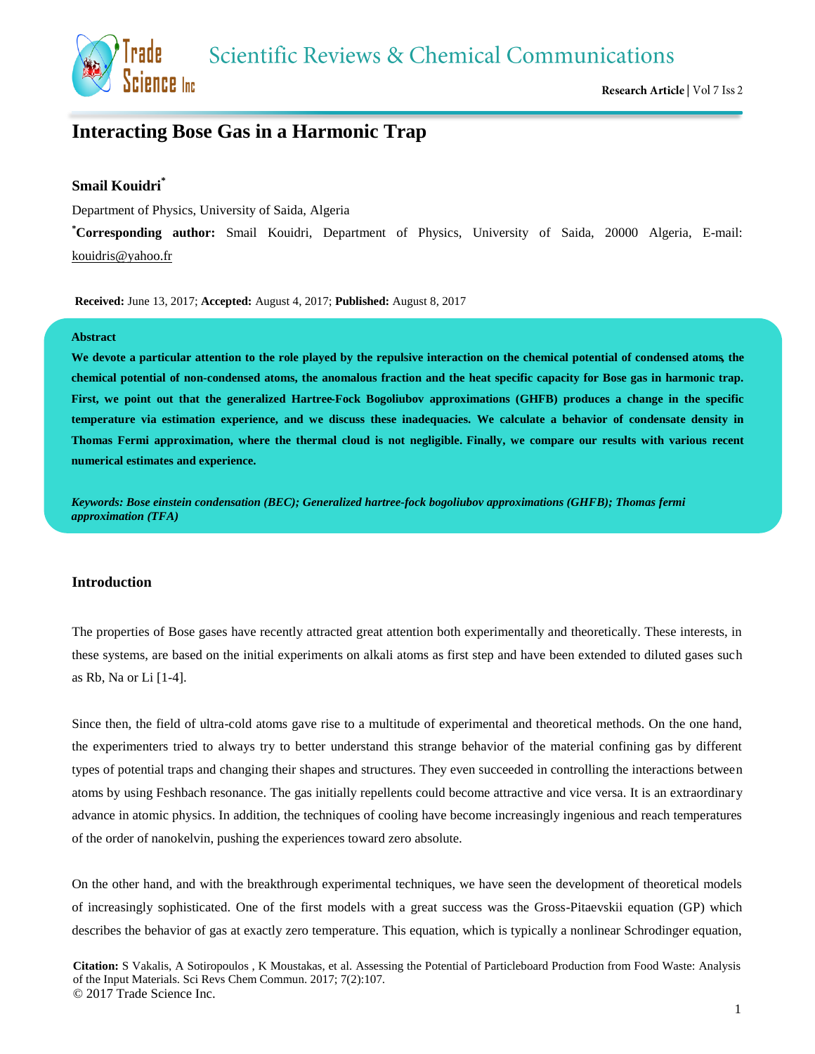# Interacting Bose Gas in a Harmonic Trap

**Smail Kouidri***

Department of Physics, University of Saida, Algeria

***Corresponding author:** Smail Kouidri, Department of Physics, University of Saida, 20000 Algeria, E-mail: kouidris@yahoo.fr

**Received:** June 13, 2017; **Accepted:** August 4, 2017; **Published:** August 8, 2017

## Abstract

**We devote a particular attention to the role played by the repulsive interaction on the chemical potential of condensed atoms, the chemical potential of non-condensed atoms, the anomalous fraction and the heat specific capacity for Bose gas in harmonic trap. First, we point out that the generalized Hartree-Fock Bogoliubov approximations (GHFB) produces a change in the specific temperature via estimation experience, and we discuss these inadequacies. We calculate a behavior of condensate density in Thomas Fermi approximation, where the thermal cloud is not negligible. Finally, we compare our results with various recent numerical estimates and experience.**

***Keywords: Bose einstein condensation (BEC); Generalized hartree-fock bogoliubov approximations (GHFB); Thomas fermi approximation (TFA)***

## Introduction

The properties of Bose gases have recently attracted great attention both experimentally and theoretically. These interests, in these systems, are based on the initial experiments on alkali atoms as first step and have been extended to diluted gases such as Rb, Na or Li [1-4].

Since then, the field of ultra-cold atoms gave rise to a multitude of experimental and theoretical methods. On the one hand, the experimenters tried to always try to better understand this strange behavior of the material confining gas by different types of potential traps and changing their shapes and structures. They even succeeded in controlling the interactions between atoms by using Feshbach resonance. The gas initially repellents could become attractive and vice versa. It is an extraordinary advance in atomic physics. In addition, the techniques of cooling have become increasingly ingenious and reach temperatures of the order of nanokelvin, pushing the experiences toward zero absolute.

On the other hand, and with the breakthrough experimental techniques, we have seen the development of theoretical models of increasingly sophisticated. One of the first models with a great success was the Gross-Pitaevskii equation (GP) which describes the behavior of gas at exactly zero temperature. This equation, which is typically a nonlinear Schrodinger equation,

**Citation:** S Vakalis, A Sotiropoulos , K Moustakas, et al. Assessing the Potential of Particleboard Production from Food Waste: Analysis of the Input Materials. Sci Revs Chem Commun. 2017; 7(2):107.
© 2017 Trade Science Inc.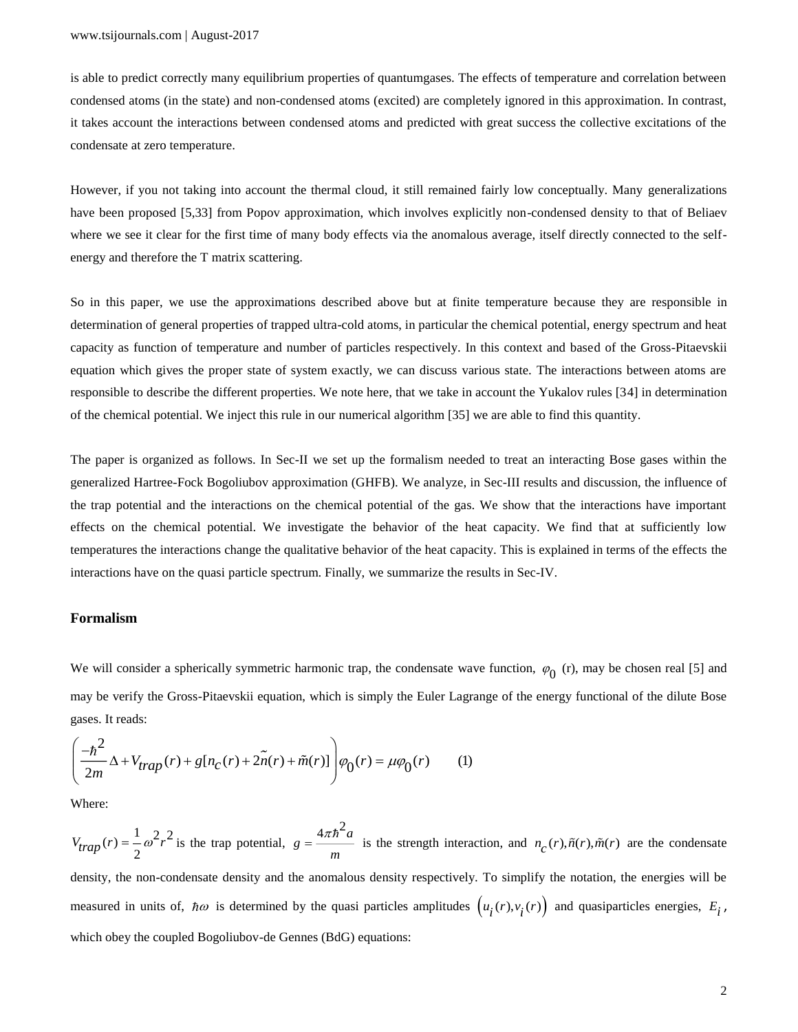is able to predict correctly many equilibrium properties of quantumgases. The effects of temperature and correlation between condensed atoms (in the state) and non-condensed atoms (excited) are completely ignored in this approximation. In contrast, it takes account the interactions between condensed atoms and predicted with great success the collective excitations of the condensate at zero temperature.

However, if you not taking into account the thermal cloud, it still remained fairly low conceptually. Many generalizations have been proposed [5,33] from Popov approximation, which involves explicitly non-condensed density to that of Beliaev where we see it clear for the first time of many body effects via the anomalous average, itself directly connected to the self-energy and therefore the T matrix scattering.

So in this paper, we use the approximations described above but at finite temperature because they are responsible in determination of general properties of trapped ultra-cold atoms, in particular the chemical potential, energy spectrum and heat capacity as function of temperature and number of particles respectively. In this context and based of the Gross-Pitaevskii equation which gives the proper state of system exactly, we can discuss various state. The interactions between atoms are responsible to describe the different properties. We note here, that we take in account the Yukalov rules [34] in determination of the chemical potential. We inject this rule in our numerical algorithm [35] we are able to find this quantity.

The paper is organized as follows. In Sec-II we set up the formalism needed to treat an interacting Bose gases within the generalized Hartree-Fock Bogoliubov approximation (GHFB). We analyze, in Sec-III results and discussion, the influence of the trap potential and the interactions on the chemical potential of the gas. We show that the interactions have important effects on the chemical potential. We investigate the behavior of the heat capacity. We find that at sufficiently low temperatures the interactions change the qualitative behavior of the heat capacity. This is explained in terms of the effects the interactions have on the quasi particle spectrum. Finally, we summarize the results in Sec-IV.

## Formalism

We will consider a spherically symmetric harmonic trap, the condensate wave function, $\varphi_0$ (r), may be chosen real [5] and may be verify the Gross-Pitaevskii equation, which is simply the Euler Lagrange of the energy functional of the dilute Bose gases. It reads:

$$\left(\frac{-\hbar^2}{2m}\Delta + V_{trap}(r) + g[n_c(r) + 2\tilde{n}(r) + \tilde{m}(r)]\right)\varphi_0(r) = \mu\varphi_0(r) \qquad (1)$$

Where:

$V_{trap}(r) = \frac{1}{2}\omega^2 r^2$ is the trap potential, $g = \frac{4\pi\hbar^2 a}{m}$ is the strength interaction, and $n_c(r), \tilde{n}(r), \tilde{m}(r)$ are the condensate density, the non-condensate density and the anomalous density respectively. To simplify the notation, the energies will be measured in units of, $\hbar\omega$ is determined by the quasi particles amplitudes $\left(u_i(r), v_i(r)\right)$ and quasiparticles energies, $E_i$, which obey the coupled Bogoliubov-de Gennes (BdG) equations: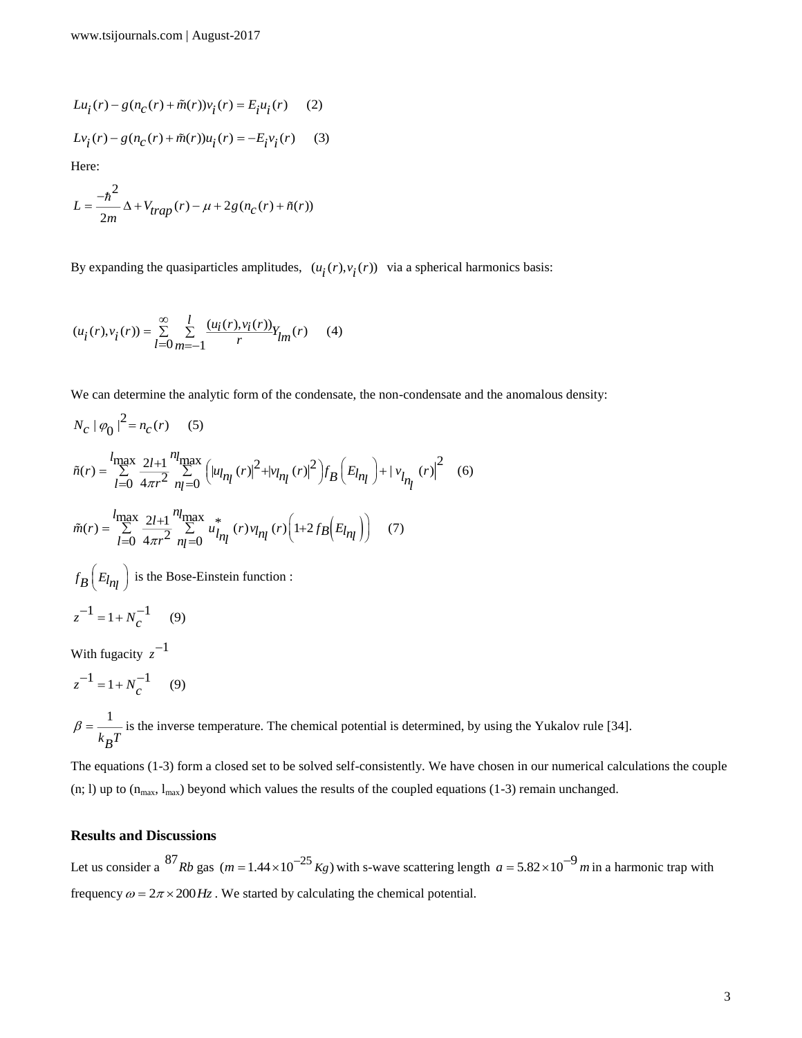$$Lu_i(r) - g(n_c(r) + \tilde{m}(r))v_i(r) = E_i u_i(r) \quad (2)$$

$$Lv_i(r) - g(n_c(r) + \tilde{m}(r))u_i(r) = -E_i v_i(r) \quad (3)$$

Here:

$$L = \frac{-\hbar^2}{2m}\Delta + V_{trap}(r) - \mu + 2g(n_c(r) + \tilde{n}(r))$$

By expanding the quasiparticles amplitudes, $(u_i(r), v_i(r))$ via a spherical harmonics basis:

$$(u_i(r), v_i(r)) = \sum_{l=0}^{\infty} \sum_{m=-1}^{l} \frac{(u_i(r), v_i(r))}{r} Y_{lm}(r) \quad (4)$$

We can determine the analytic form of the condensate, the non-condensate and the anomalous density:

$$N_c \,|\varphi_0|^2 = n_c(r) \quad (5)$$

$$\tilde{n}(r) = \sum_{l=0}^{l_{\max}} \frac{2l+1}{4\pi r^2} \sum_{n_l=0}^{n_{l\max}} \left( |u_{ln_l}(r)|^2 + |v_{ln_l}(r)|^2 \right) f_B\left(E_{ln_l}\right) + |v_{ln_l}(r)|^2 \quad (6)$$

$$\tilde{m}(r) = \sum_{l=0}^{l_{\max}} \frac{2l+1}{4\pi r^2} \sum_{n_l=0}^{n_{l\max}} u_{ln_l}^*(r) v_{ln_l}(r) \left(1 + 2 f_B\left(E_{ln_l}\right)\right) \quad (7)$$

$f_B\left(E_{ln_l}\right)$ is the Bose-Einstein function :

$$z^{-1} = 1 + N_c^{-1} \quad (9)$$

With fugacity $z^{-1}$

$$z^{-1} = 1 + N_c^{-1} \quad (9)$$

$\beta = \frac{1}{k_B T}$ is the inverse temperature. The chemical potential is determined, by using the Yukalov rule [34].

The equations (1-3) form a closed set to be solved self-consistently. We have chosen in our numerical calculations the couple (n; l) up to ($n_{max}$, $l_{max}$) beyond which values the results of the coupled equations (1-3) remain unchanged.

## Results and Discussions

Let us consider a $^{87}Rb$ gas $(m = 1.44 \times 10^{-25}\,Kg)$ with s-wave scattering length $a = 5.82 \times 10^{-9}\,m$ in a harmonic trap with frequency $\omega = 2\pi \times 200\,Hz$. We started by calculating the chemical potential.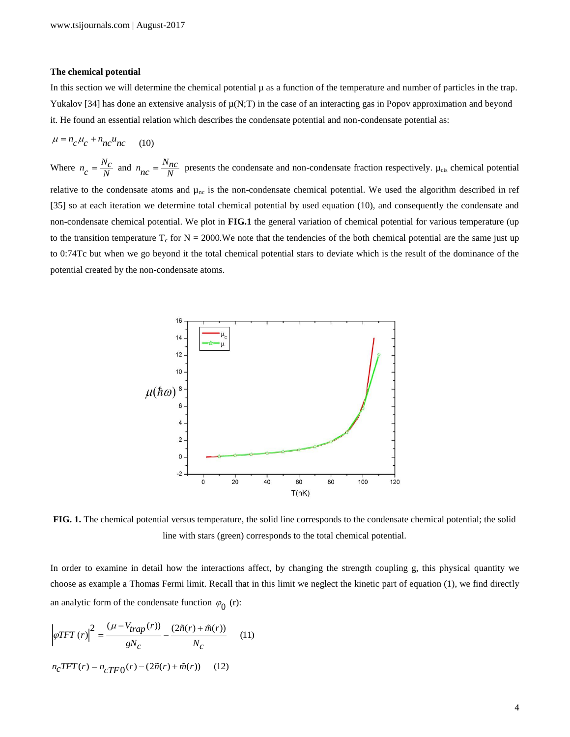### The chemical potential

In this section we will determine the chemical potential μ as a function of the temperature and number of particles in the trap. Yukalov [34] has done an extensive analysis of μ(N;T) in the case of an interacting gas in Popov approximation and beyond it. He found an essential relation which describes the condensate potential and non-condensate potential as:

$$\mu = n_c \mu_c + n_{nc} u_{nc} \qquad (10)$$

Where $n_c = \frac{N_c}{N}$ and $n_{nc} = \frac{N_{nc}}{N}$ presents the condensate and non-condensate fraction respectively. $\mu_{cis}$ chemical potential relative to the condensate atoms and $\mu_{nc}$ is the non-condensate chemical potential. We used the algorithm described in ref [35] so at each iteration we determine total chemical potential by used equation (10), and consequently the condensate and non-condensate chemical potential. We plot in **FIG.1** the general variation of chemical potential for various temperature (up to the transition temperature $T_c$ for N = 2000.We note that the tendencies of the both chemical potential are the same just up to 0:74Tc but when we go beyond it the total chemical potential stars to deviate which is the result of the dominance of the potential created by the non-condensate atoms.

**FIG. 1.** The chemical potential versus temperature, the solid line corresponds to the condensate chemical potential; the solid line with stars (green) corresponds to the total chemical potential.

In order to examine in detail how the interactions affect, by changing the strength coupling g, this physical quantity we choose as example a Thomas Fermi limit. Recall that in this limit we neglect the kinetic part of equation (1), we find directly an analytic form of the condensate function $\varphi_0$ (r):

$$\left|\varphi TFT\,(r)\right|^2 = \frac{(\mu - V_{trap}(r))}{gN_c} - \frac{(2\tilde{n}(r) + \tilde{m}(r))}{N_c} \qquad (11)$$

$$n_c TFT(r) = n_{cTF0}(r) - (2\tilde{n}(r) + \tilde{m}(r)) \qquad (12)$$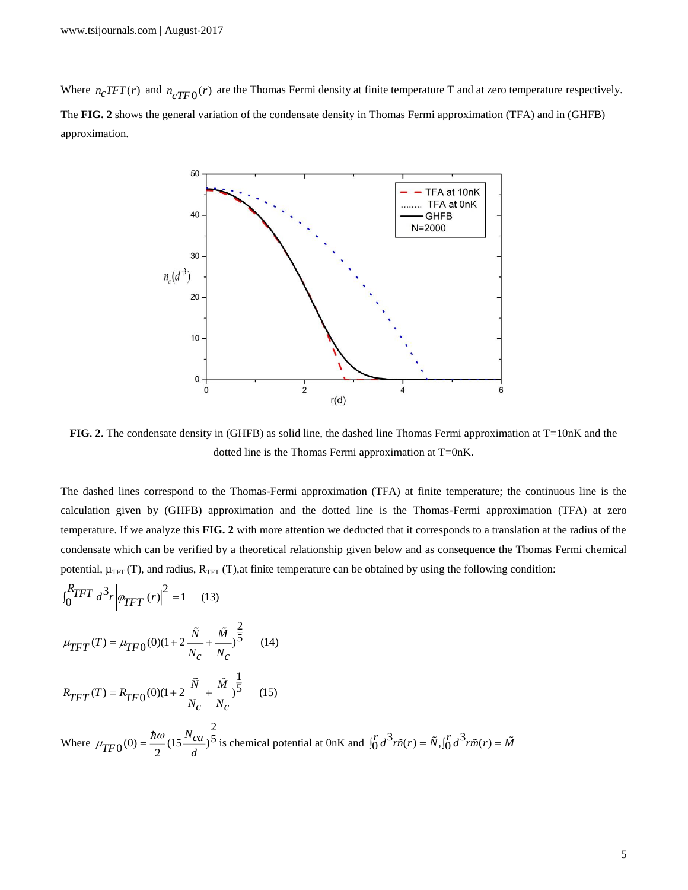Where $n_c TFT(r)$ and $n_{cTF0}(r)$ are the Thomas Fermi density at finite temperature T and at zero temperature respectively. The **FIG. 2** shows the general variation of the condensate density in Thomas Fermi approximation (TFA) and in (GHFB) approximation.

**FIG. 2.** The condensate density in (GHFB) as solid line, the dashed line Thomas Fermi approximation at T=10nK and the dotted line is the Thomas Fermi approximation at T=0nK.

The dashed lines correspond to the Thomas-Fermi approximation (TFA) at finite temperature; the continuous line is the calculation given by (GHFB) approximation and the dotted line is the Thomas-Fermi approximation (TFA) at zero temperature. If we analyze this **FIG. 2** with more attention we deducted that it corresponds to a translation at the radius of the condensate which can be verified by a theoretical relationship given below and as consequence the Thomas Fermi chemical potential, $\mu_{TFT}$ (T), and radius, $R_{TFT}$ (T),at finite temperature can be obtained by using the following condition:

$$\int_0^{R_{TFT}} d^3r \left|\varphi_{TFT}(r)\right|^2 = 1 \quad (13)$$

$$\mu_{TFT}(T) = \mu_{TF0}(0)\left(1 + 2\frac{\tilde{N}}{N_c} + \frac{\tilde{M}}{N_c}\right)^{\frac{2}{5}} \quad (14)$$

$$R_{TFT}(T) = R_{TF0}(0)\left(1 + 2\frac{\tilde{N}}{N_c} + \frac{\tilde{M}}{N_c}\right)^{\frac{1}{5}} \quad (15)$$

Where $\mu_{TF0}(0) = \frac{\hbar\omega}{2}\left(15\frac{N_c a}{d}\right)^{\frac{2}{5}}$ is chemical potential at 0nK and $\int_0^r d^3r\tilde{n}(r) = \tilde{N}, \int_0^r d^3r\tilde{m}(r) = \tilde{M}$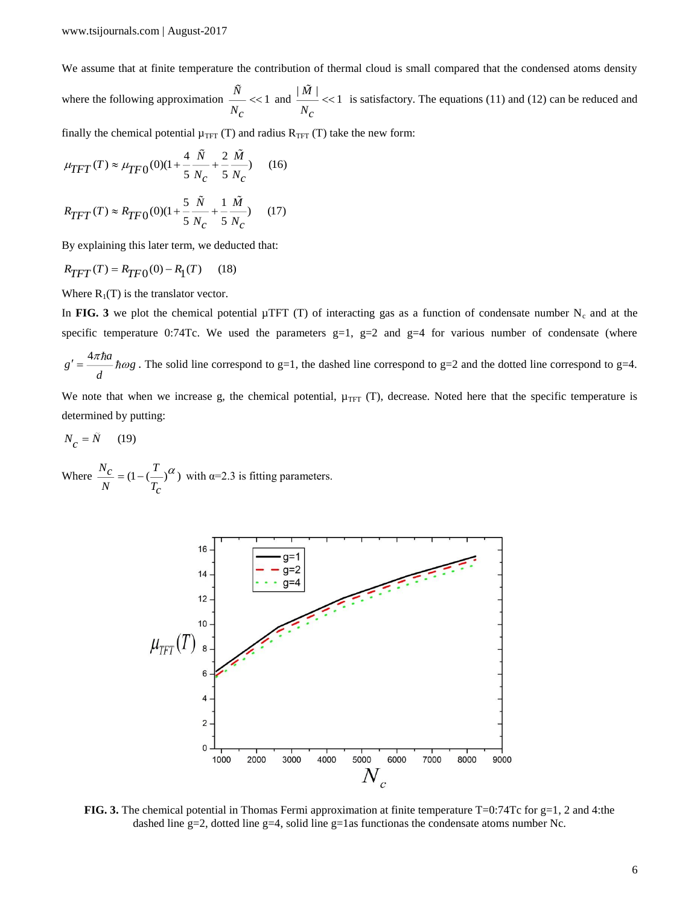We assume that at finite temperature the contribution of thermal cloud is small compared that the condensed atoms density where the following approximation $\frac{\tilde{N}}{N_c} << 1$ and $\frac{|\tilde{M}|}{N_c} << 1$ is satisfactory. The equations (11) and (12) can be reduced and finally the chemical potential $\mu_{TFT}$ (T) and radius $R_{TFT}$ (T) take the new form:

$$\mu_{TFT}(T) \approx \mu_{TF0}(0)(1 + \frac{4}{5}\frac{\tilde{N}}{N_c} + \frac{2}{5}\frac{\tilde{M}}{N_c}) \qquad (16)$$

$$R_{TFT}(T) \approx R_{TF0}(0)(1 + \frac{5}{5}\frac{\tilde{N}}{N_c} + \frac{1}{5}\frac{\tilde{M}}{N_c}) \qquad (17)$$

By explaining this later term, we deducted that:

$$R_{TFT}(T) = R_{TF0}(0) - R_1(T) \qquad (18)$$

Where $R_1$(T) is the translator vector.

In **FIG. 3** we plot the chemical potential μTFT (T) of interacting gas as a function of condensate number $N_c$ and at the specific temperature 0:74Tc. We used the parameters g=1, g=2 and g=4 for various number of condensate (where $g' = \frac{4\pi\hbar a}{d}\hbar\omega g$. The solid line correspond to g=1, the dashed line correspond to g=2 and the dotted line correspond to g=4. We note that when we increase g, the chemical potential, $\mu_{TFT}$ (T), decrease. Noted here that the specific temperature is determined by putting:

$$N_c = \tilde{N} \qquad (19)$$

Where $\frac{N_c}{N} = (1 - (\frac{T}{T_c})^{\alpha})$ with α=2.3 is fitting parameters.

**FIG. 3.** The chemical potential in Thomas Fermi approximation at finite temperature T=0:74Tc for g=1, 2 and 4:the dashed line g=2, dotted line g=4, solid line g=1as functionas the condensate atoms number Nc.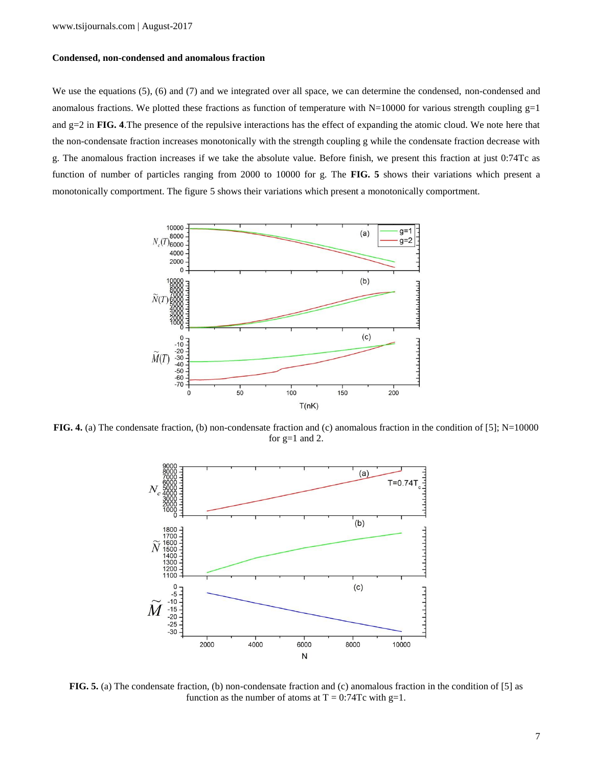### Condensed, non-condensed and anomalous fraction

We use the equations (5), (6) and (7) and we integrated over all space, we can determine the condensed, non-condensed and anomalous fractions. We plotted these fractions as function of temperature with N=10000 for various strength coupling g=1 and g=2 in **FIG. 4**.The presence of the repulsive interactions has the effect of expanding the atomic cloud. We note here that the non-condensate fraction increases monotonically with the strength coupling g while the condensate fraction decrease with g. The anomalous fraction increases if we take the absolute value. Before finish, we present this fraction at just 0:74Tc as function of number of particles ranging from 2000 to 10000 for g. The **FIG. 5** shows their variations which present a monotonically comportment. The figure 5 shows their variations which present a monotonically comportment.

**FIG. 4.** (a) The condensate fraction, (b) non-condensate fraction and (c) anomalous fraction in the condition of [5]; N=10000 for g=1 and 2.

**FIG. 5.** (a) The condensate fraction, (b) non-condensate fraction and (c) anomalous fraction in the condition of [5] as function as the number of atoms at T = 0:74Tc with g=1.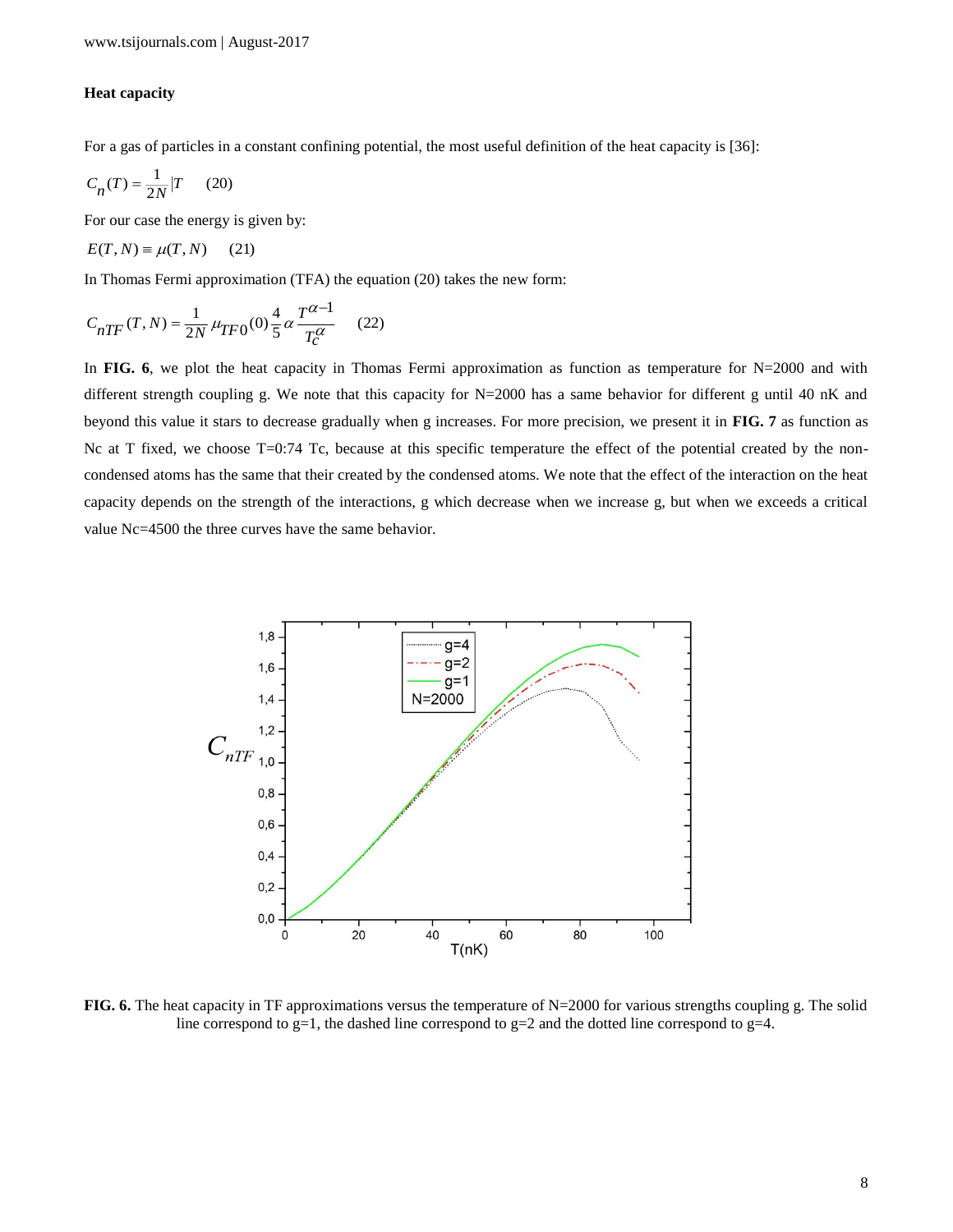### Heat capacity

For a gas of particles in a constant confining potential, the most useful definition of the heat capacity is [36]:

$$C_n(T) = \frac{1}{2N}|T \quad (20)$$

For our case the energy is given by:

$$E(T,N) \equiv \mu(T,N) \quad (21)$$

In Thomas Fermi approximation (TFA) the equation (20) takes the new form:

$$C_{nTF}(T,N) = \frac{1}{2N}\mu_{TF0}(0)\frac{4}{5}\alpha\frac{T^{\alpha-1}}{T_c^{\alpha}} \quad (22)$$

In **FIG. 6**, we plot the heat capacity in Thomas Fermi approximation as function as temperature for N=2000 and with different strength coupling g. We note that this capacity for N=2000 has a same behavior for different g until 40 nK and beyond this value it stars to decrease gradually when g increases. For more precision, we present it in **FIG. 7** as function as Nc at T fixed, we choose T=0:74 Tc, because at this specific temperature the effect of the potential created by the non-condensed atoms has the same that their created by the condensed atoms. We note that the effect of the interaction on the heat capacity depends on the strength of the interactions, g which decrease when we increase g, but when we exceeds a critical value Nc=4500 the three curves have the same behavior.

**FIG. 6.** The heat capacity in TF approximations versus the temperature of N=2000 for various strengths coupling g. The solid line correspond to g=1, the dashed line correspond to g=2 and the dotted line correspond to g=4.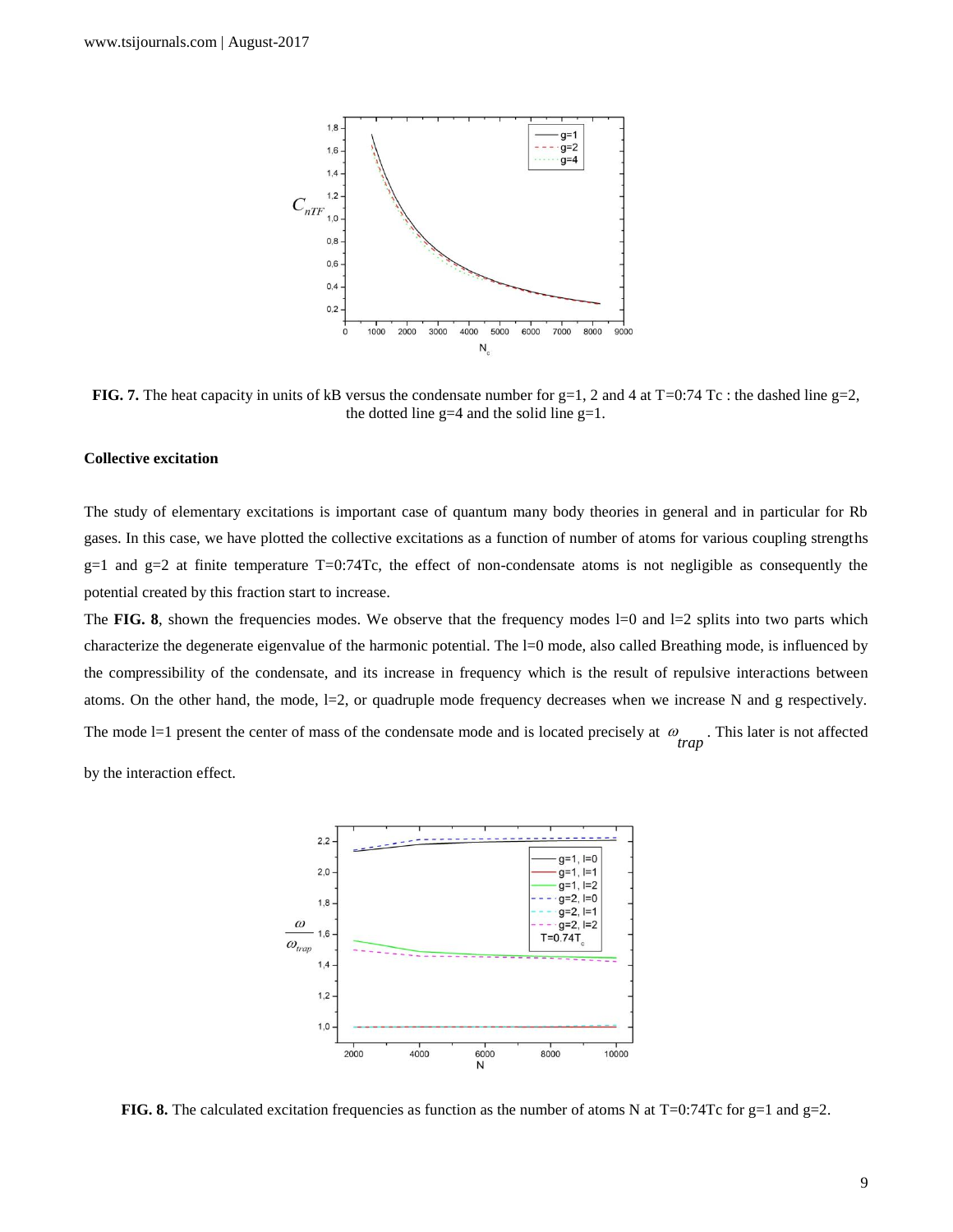**FIG. 7.** The heat capacity in units of kB versus the condensate number for g=1, 2 and 4 at T=0:74 Tc : the dashed line g=2, the dotted line g=4 and the solid line g=1.

### Collective excitation

The study of elementary excitations is important case of quantum many body theories in general and in particular for Rb gases. In this case, we have plotted the collective excitations as a function of number of atoms for various coupling strengths g=1 and g=2 at finite temperature T=0:74Tc, the effect of non-condensate atoms is not negligible as consequently the potential created by this fraction start to increase.

The **FIG. 8**, shown the frequencies modes. We observe that the frequency modes l=0 and l=2 splits into two parts which characterize the degenerate eigenvalue of the harmonic potential. The l=0 mode, also called Breathing mode, is influenced by the compressibility of the condensate, and its increase in frequency which is the result of repulsive interactions between atoms. On the other hand, the mode, l=2, or quadruple mode frequency decreases when we increase N and g respectively. The mode l=1 present the center of mass of the condensate mode and is located precisely at $\omega_{trap}$. This later is not affected by the interaction effect.

**FIG. 8.** The calculated excitation frequencies as function as the number of atoms N at T=0:74Tc for g=1 and g=2.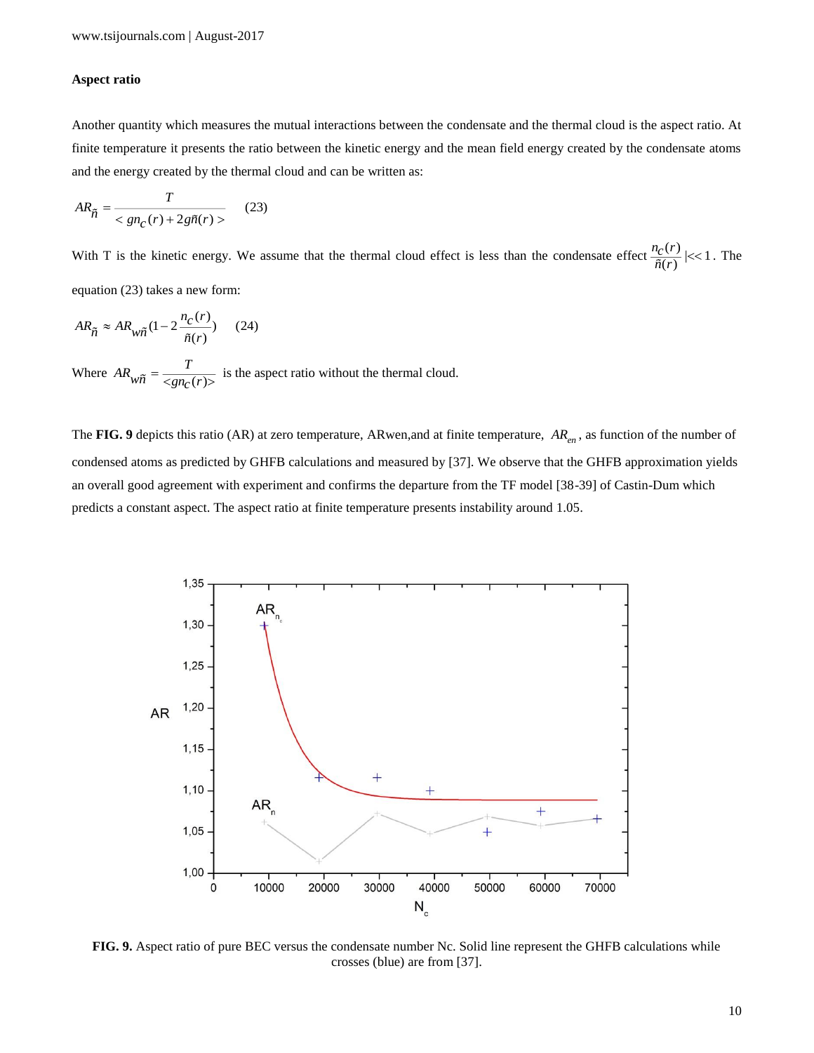**Aspect ratio**

Another quantity which measures the mutual interactions between the condensate and the thermal cloud is the aspect ratio. At finite temperature it presents the ratio between the kinetic energy and the mean field energy created by the condensate atoms and the energy created by the thermal cloud and can be written as:

$$AR_{\tilde{n}} = \frac{T}{< gn_c(r) + 2g\tilde{n}(r) >} \quad (23)$$

With T is the kinetic energy. We assume that the thermal cloud effect is less than the condensate effect $\frac{n_c(r)}{\tilde{n}(r)} | << 1$. The equation (23) takes a new form:

$$AR_{\tilde{n}} \approx AR_{w\tilde{n}}(1 - 2\frac{n_c(r)}{\tilde{n}(r)}) \quad (24)$$

Where $AR_{w\tilde{n}} = \frac{T}{<gn_c(r)>}$ is the aspect ratio without the thermal cloud.

The **FIG. 9** depicts this ratio (AR) at zero temperature, ARwen,and at finite temperature, $AR_{en}$, as function of the number of condensed atoms as predicted by GHFB calculations and measured by [37]. We observe that the GHFB approximation yields an overall good agreement with experiment and confirms the departure from the TF model [38-39] of Castin-Dum which predicts a constant aspect. The aspect ratio at finite temperature presents instability around 1.05.

**FIG. 9.** Aspect ratio of pure BEC versus the condensate number Nc. Solid line represent the GHFB calculations while crosses (blue) are from [37].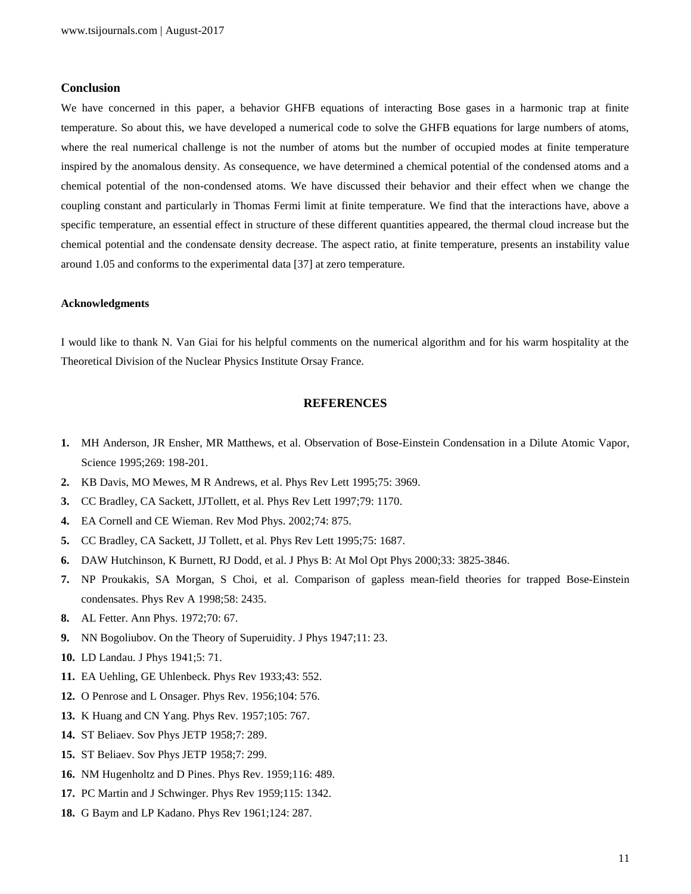## Conclusion

We have concerned in this paper, a behavior GHFB equations of interacting Bose gases in a harmonic trap at finite temperature. So about this, we have developed a numerical code to solve the GHFB equations for large numbers of atoms, where the real numerical challenge is not the number of atoms but the number of occupied modes at finite temperature inspired by the anomalous density. As consequence, we have determined a chemical potential of the condensed atoms and a chemical potential of the non-condensed atoms. We have discussed their behavior and their effect when we change the coupling constant and particularly in Thomas Fermi limit at finite temperature. We find that the interactions have, above a specific temperature, an essential effect in structure of these different quantities appeared, the thermal cloud increase but the chemical potential and the condensate density decrease. The aspect ratio, at finite temperature, presents an instability value around 1.05 and conforms to the experimental data [37] at zero temperature.

### Acknowledgments

I would like to thank N. Van Giai for his helpful comments on the numerical algorithm and for his warm hospitality at the Theoretical Division of the Nuclear Physics Institute Orsay France.

## REFERENCES

1. MH Anderson, JR Ensher, MR Matthews, et al. Observation of Bose-Einstein Condensation in a Dilute Atomic Vapor, Science 1995;269: 198-201.
2. KB Davis, MO Mewes, M R Andrews, et al. Phys Rev Lett 1995;75: 3969.
3. CC Bradley, CA Sackett, JJTollett, et al. Phys Rev Lett 1997;79: 1170.
4. EA Cornell and CE Wieman. Rev Mod Phys. 2002;74: 875.
5. CC Bradley, CA Sackett, JJ Tollett, et al. Phys Rev Lett 1995;75: 1687.
6. DAW Hutchinson, K Burnett, RJ Dodd, et al. J Phys B: At Mol Opt Phys 2000;33: 3825-3846.
7. NP Proukakis, SA Morgan, S Choi, et al. Comparison of gapless mean-field theories for trapped Bose-Einstein condensates. Phys Rev A 1998;58: 2435.
8. AL Fetter. Ann Phys. 1972;70: 67.
9. NN Bogoliubov. On the Theory of Superuidity. J Phys 1947;11: 23.
10. LD Landau. J Phys 1941;5: 71.
11. EA Uehling, GE Uhlenbeck. Phys Rev 1933;43: 552.
12. O Penrose and L Onsager. Phys Rev. 1956;104: 576.
13. K Huang and CN Yang. Phys Rev. 1957;105: 767.
14. ST Beliaev. Sov Phys JETP 1958;7: 289.
15. ST Beliaev. Sov Phys JETP 1958;7: 299.
16. NM Hugenholtz and D Pines. Phys Rev. 1959;116: 489.
17. PC Martin and J Schwinger. Phys Rev 1959;115: 1342.
18. G Baym and LP Kadano. Phys Rev 1961;124: 287.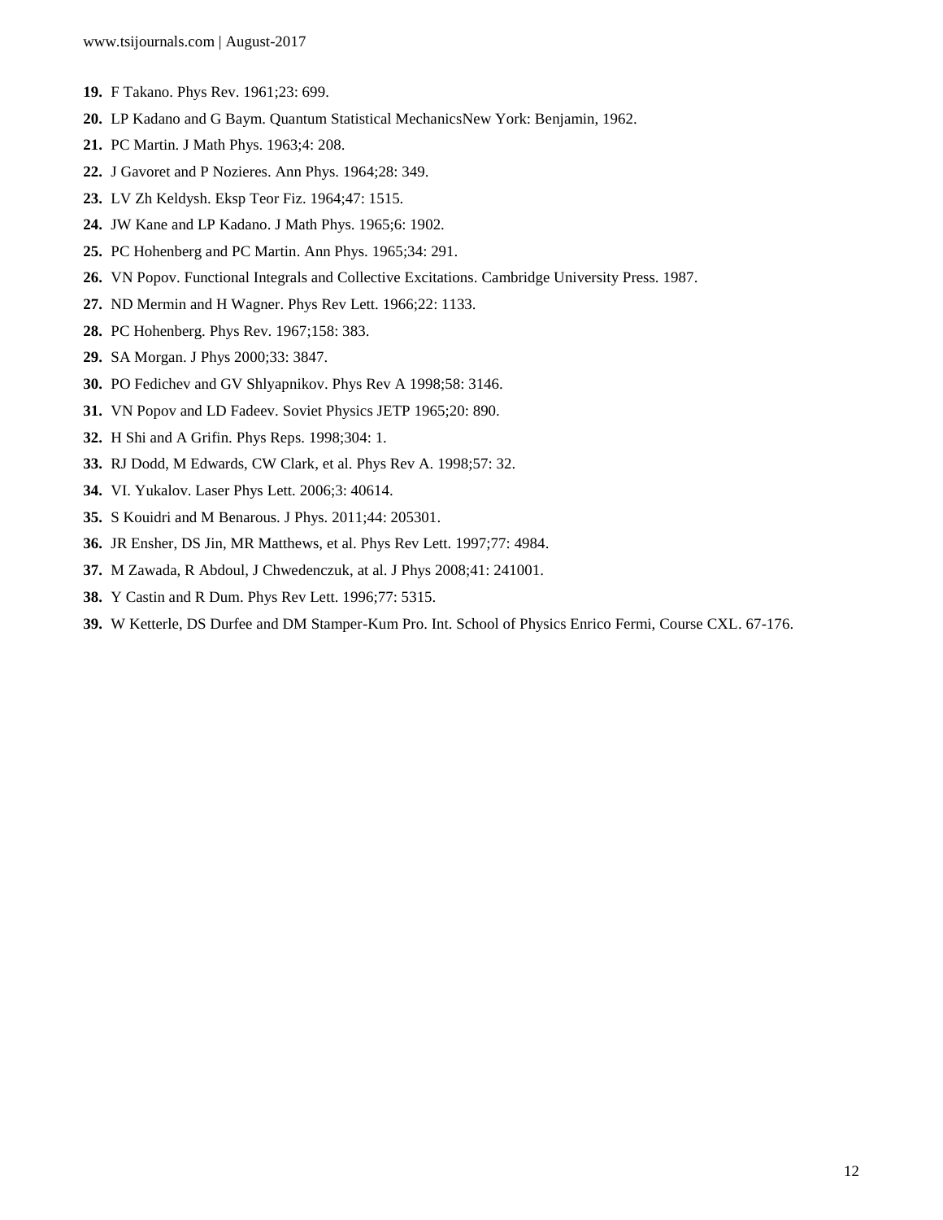19. F Takano. Phys Rev. 1961;23: 699.
20. LP Kadano and G Baym. Quantum Statistical MechanicsNew York: Benjamin, 1962.
21. PC Martin. J Math Phys. 1963;4: 208.
22. J Gavoret and P Nozieres. Ann Phys. 1964;28: 349.
23. LV Zh Keldysh. Eksp Teor Fiz. 1964;47: 1515.
24. JW Kane and LP Kadano. J Math Phys. 1965;6: 1902.
25. PC Hohenberg and PC Martin. Ann Phys. 1965;34: 291.
26. VN Popov. Functional Integrals and Collective Excitations. Cambridge University Press. 1987.
27. ND Mermin and H Wagner. Phys Rev Lett. 1966;22: 1133.
28. PC Hohenberg. Phys Rev. 1967;158: 383.
29. SA Morgan. J Phys 2000;33: 3847.
30. PO Fedichev and GV Shlyapnikov. Phys Rev A 1998;58: 3146.
31. VN Popov and LD Fadeev. Soviet Physics JETP 1965;20: 890.
32. H Shi and A Grifin. Phys Reps. 1998;304: 1.
33. RJ Dodd, M Edwards, CW Clark, et al. Phys Rev A. 1998;57: 32.
34. VI. Yukalov. Laser Phys Lett. 2006;3: 40614.
35. S Kouidri and M Benarous. J Phys. 2011;44: 205301.
36. JR Ensher, DS Jin, MR Matthews, et al. Phys Rev Lett. 1997;77: 4984.
37. M Zawada, R Abdoul, J Chwedenczuk, at al. J Phys 2008;41: 241001.
38. Y Castin and R Dum. Phys Rev Lett. 1996;77: 5315.
39. W Ketterle, DS Durfee and DM Stamper-Kum Pro. Int. School of Physics Enrico Fermi, Course CXL. 67-176.